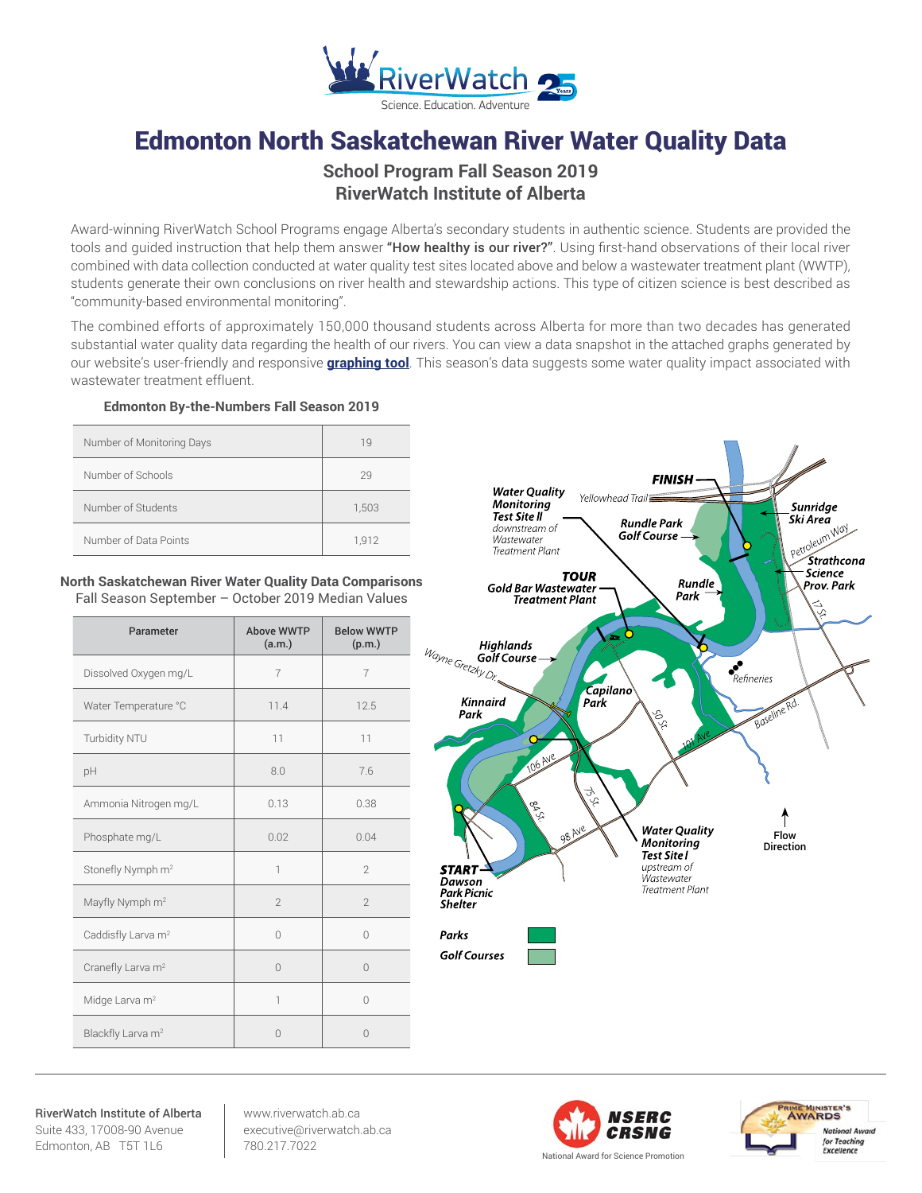# Edmonton North Saskatchewan River Water Quality Data

## School Program Fall Season 2019
## RiverWatch Institute of Alberta

Award-winning RiverWatch School Programs engage Alberta's secondary students in authentic science. Students are provided the tools and guided instruction that help them answer **"How healthy is our river?"**. Using first-hand observations of their local river combined with data collection conducted at water quality test sites located above and below a wastewater treatment plant (WWTP), students generate their own conclusions on river health and stewardship actions. This type of citizen science is best described as "community-based environmental monitoring".

The combined efforts of approximately 150,000 thousand students across Alberta for more than two decades has generated substantial water quality data regarding the health of our rivers. You can view a data snapshot in the attached graphs generated by our website's user-friendly and responsive **graphing tool**. This season's data suggests some water quality impact associated with wastewater treatment effluent.

### Edmonton By-the-Numbers Fall Season 2019

| | |
|---|---|
| Number of Monitoring Days | 19 |
| Number of Schools | 29 |
| Number of Students | 1,503 |
| Number of Data Points | 1,912 |

### North Saskatchewan River Water Quality Data Comparisons

Fall Season September – October 2019 Median Values

| Parameter | Above WWTP (a.m.) | Below WWTP (p.m.) |
|---|---|---|
| Dissolved Oxygen mg/L | 7 | 7 |
| Water Temperature °C | 11.4 | 12.5 |
| Turbidity NTU | 11 | 11 |
| pH | 8.0 | 7.6 |
| Ammonia Nitrogen mg/L | 0.13 | 0.38 |
| Phosphate mg/L | 0.02 | 0.04 |
| Stonefly Nymph m$^2$ | 1 | 2 |
| Mayfly Nymph m$^2$ | 2 | 2 |
| Caddisfly Larva m$^2$ | 0 | 0 |
| Cranefly Larva m$^2$ | 0 | 0 |
| Midge Larva m$^2$ | 1 | 0 |
| Blackfly Larva m$^2$ | 0 | 0 |

RiverWatch Institute of Alberta
Suite 433, 17008-90 Avenue
Edmonton, AB T5T 1L6

www.riverwatch.ab.ca
executive@riverwatch.ab.ca
780.217.7022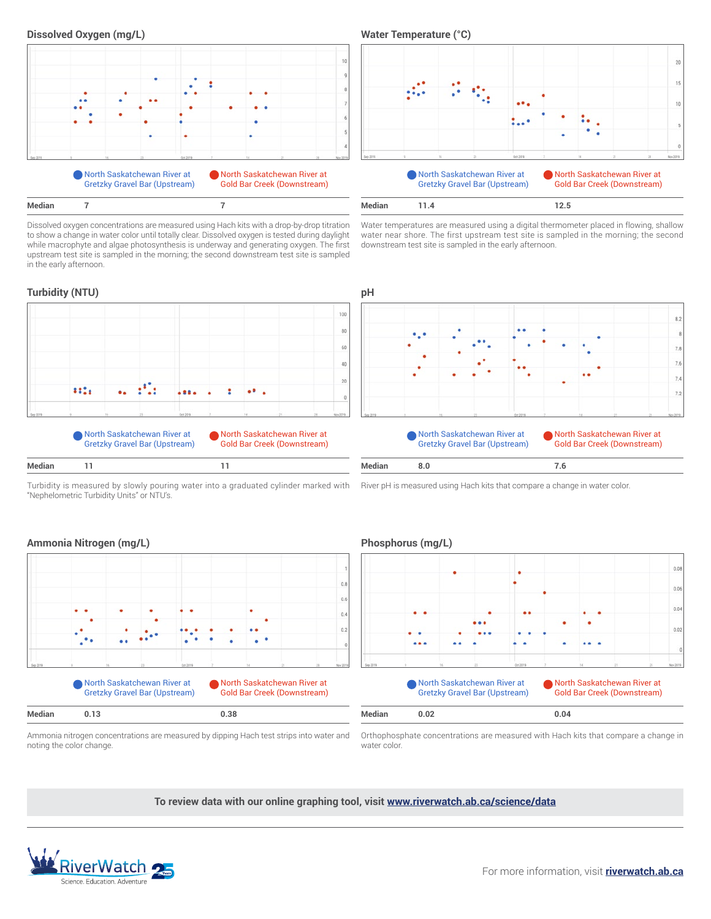## Dissolved Oxygen (mg/L)

North Saskatchewan River at Gretzky Gravel Bar (Upstream) | North Saskatchewan River at Gold Bar Creek (Downstream)

| Median | 7 | 7 |
|---|---|---|

Dissolved oxygen concentrations are measured using Hach kits with a drop-by-drop titration to show a change in water color until totally clear. Dissolved oxygen is tested during daylight while macrophyte and algae photosynthesis is underway and generating oxygen. The first upstream test site is sampled in the morning; the second downstream test site is sampled in the early afternoon.

## Water Temperature (°C)

North Saskatchewan River at Gretzky Gravel Bar (Upstream) | North Saskatchewan River at Gold Bar Creek (Downstream)

| Median | 11.4 | 12.5 |
|---|---|---|

Water temperatures are measured using a digital thermometer placed in flowing, shallow water near shore. The first upstream test site is sampled in the morning; the second downstream test site is sampled in the early afternoon.

## Turbidity (NTU)

North Saskatchewan River at Gretzky Gravel Bar (Upstream) | North Saskatchewan River at Gold Bar Creek (Downstream)

| Median | 11 | 11 |
|---|---|---|

Turbidity is measured by slowly pouring water into a graduated cylinder marked with "Nephelometric Turbidity Units" or NTU's.

## pH

North Saskatchewan River at Gretzky Gravel Bar (Upstream) | North Saskatchewan River at Gold Bar Creek (Downstream)

| Median | 8.0 | 7.6 |
|---|---|---|

River pH is measured using Hach kits that compare a change in water color.

## Ammonia Nitrogen (mg/L)

North Saskatchewan River at Gretzky Gravel Bar (Upstream) | North Saskatchewan River at Gold Bar Creek (Downstream)

| Median | 0.13 | 0.38 |
|---|---|---|

Ammonia nitrogen concentrations are measured by dipping Hach test strips into water and noting the color change.

## Phosphorus (mg/L)

North Saskatchewan River at Gretzky Gravel Bar (Upstream) | North Saskatchewan River at Gold Bar Creek (Downstream)

| Median | 0.02 | 0.04 |
|---|---|---|

Orthophosphate concentrations are measured with Hach kits that compare a change in water color.

**To review data with our online graphing tool, visit [www.riverwatch.ab.ca/science/data](www.riverwatch.ab.ca/science/data)**

RiverWatch — Science. Education. Adventure

For more information, visit **riverwatch.ab.ca**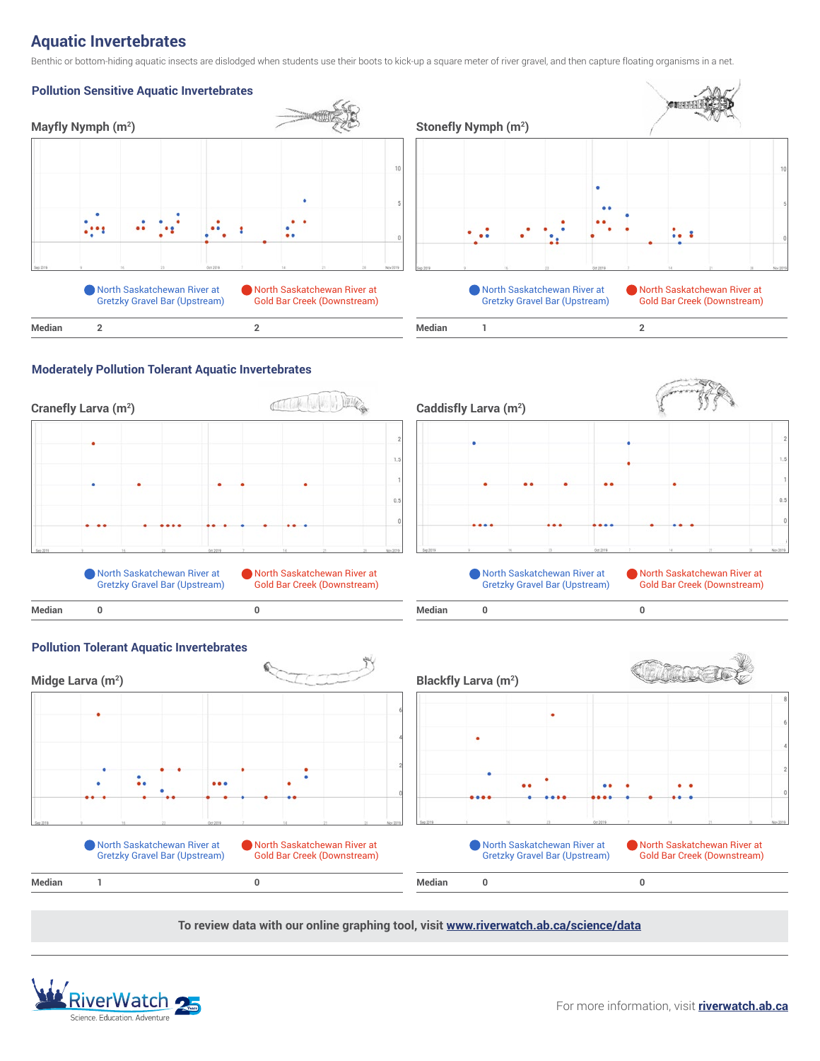## Aquatic Invertebrates

Benthic or bottom-hiding aquatic insects are dislodged when students use their boots to kick-up a square meter of river gravel, and then capture floating organisms in a net.

### Pollution Sensitive Aquatic Invertebrates

**Mayfly Nymph (m²)**

10
5
0
Sep 2019
9
16
23
Oct 2019
7
14
21
28
Nov 2019

North Saskatchewan River at Gretzky Gravel Bar (Upstream)
North Saskatchewan River at Gold Bar Creek (Downstream)

| Median | 2 | 2 |
|---|---|---|

**Stonefly Nymph (m²)**

10
5
0
Sep 2019
9
16
23
Oct 2019
7
14
21
28
Nov 2019

North Saskatchewan River at Gretzky Gravel Bar (Upstream)
North Saskatchewan River at Gold Bar Creek (Downstream)

| Median | 1 | 2 |
|---|---|---|

### Moderately Pollution Tolerant Aquatic Invertebrates

**Cranefly Larva (m²)**

2
1.5
1
0.5
0
Sep 2019
9
16
23
Oct 2019
7
14
21
28
Nov 2019

North Saskatchewan River at Gretzky Gravel Bar (Upstream)
North Saskatchewan River at Gold Bar Creek (Downstream)

| Median | 0 | 0 |
|---|---|---|

**Caddisfly Larva (m²)**

2
1.5
1
0.5
0
Sep 2019
9
16
23
Oct 2019
7
14
21
28
Nov 2019

North Saskatchewan River at Gretzky Gravel Bar (Upstream)
North Saskatchewan River at Gold Bar Creek (Downstream)

| Median | 0 | 0 |
|---|---|---|

### Pollution Tolerant Aquatic Invertebrates

**Midge Larva (m²)**

6
4
2
0
Sep 2019
9
16
23
Oct 2019
7
14
21
28
Nov 2019

North Saskatchewan River at Gretzky Gravel Bar (Upstream)
North Saskatchewan River at Gold Bar Creek (Downstream)

| Median | 1 | 0 |
|---|---|---|

**Blackfly Larva (m²)**

8
6
4
2
0
Sep 2019
9
16
23
Oct 2019
7
14
21
28
Nov 2019

North Saskatchewan River at Gretzky Gravel Bar (Upstream)
North Saskatchewan River at Gold Bar Creek (Downstream)

| Median | 0 | 0 |
|---|---|---|

**To review data with our online graphing tool, visit [www.riverwatch.ab.ca/science/data](www.riverwatch.ab.ca/science/data)**

RiverWatch 25 Years
Science. Education. Adventure

For more information, visit **riverwatch.ab.ca**